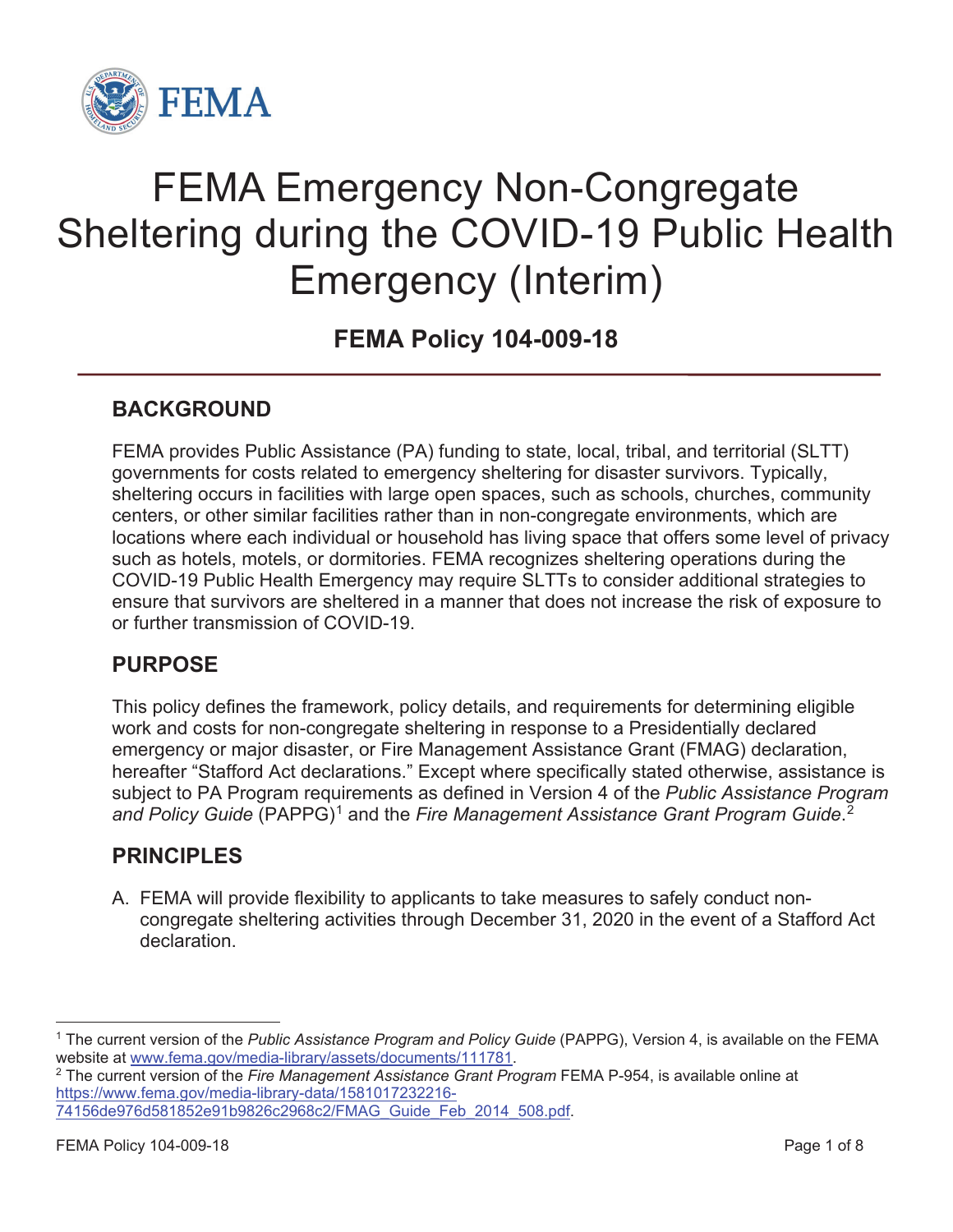# FEMA Emergency Non-Congregate Sheltering during the COVID-19 Public Health Emergency (Interim)

## FEMA Policy 104-009-18

### BACKGROUND

FEMA provides Public Assistance (PA) funding to state, local, tribal, and territorial (SLTT) governments for costs related to emergency sheltering for disaster survivors. Typically, sheltering occurs in facilities with large open spaces, such as schools, churches, community centers, or other similar facilities rather than in non-congregate environments, which are locations where each individual or household has living space that offers some level of privacy such as hotels, motels, or dormitories. FEMA recognizes sheltering operations during the COVID-19 Public Health Emergency may require SLTTs to consider additional strategies to ensure that survivors are sheltered in a manner that does not increase the risk of exposure to or further transmission of COVID-19.

### PURPOSE

This policy defines the framework, policy details, and requirements for determining eligible work and costs for non-congregate sheltering in response to a Presidentially declared emergency or major disaster, or Fire Management Assistance Grant (FMAG) declaration, hereafter "Stafford Act declarations." Except where specifically stated otherwise, assistance is subject to PA Program requirements as defined in Version 4 of the *Public Assistance Program and Policy Guide* (PAPPG)[1] and the *Fire Management Assistance Grant Program Guide*.[2]

### PRINCIPLES

A. FEMA will provide flexibility to applicants to take measures to safely conduct non-congregate sheltering activities through December 31, 2020 in the event of a Stafford Act declaration.

---

[1] The current version of the *Public Assistance Program and Policy Guide* (PAPPG), Version 4, is available on the FEMA website at www.fema.gov/media-library/assets/documents/111781.

[2] The current version of the *Fire Management Assistance Grant Program* FEMA P-954, is available online at https://www.fema.gov/media-library-data/1581017232216-74156de976d581852e91b9826c2968c2/FMAG_Guide_Feb_2014_508.pdf.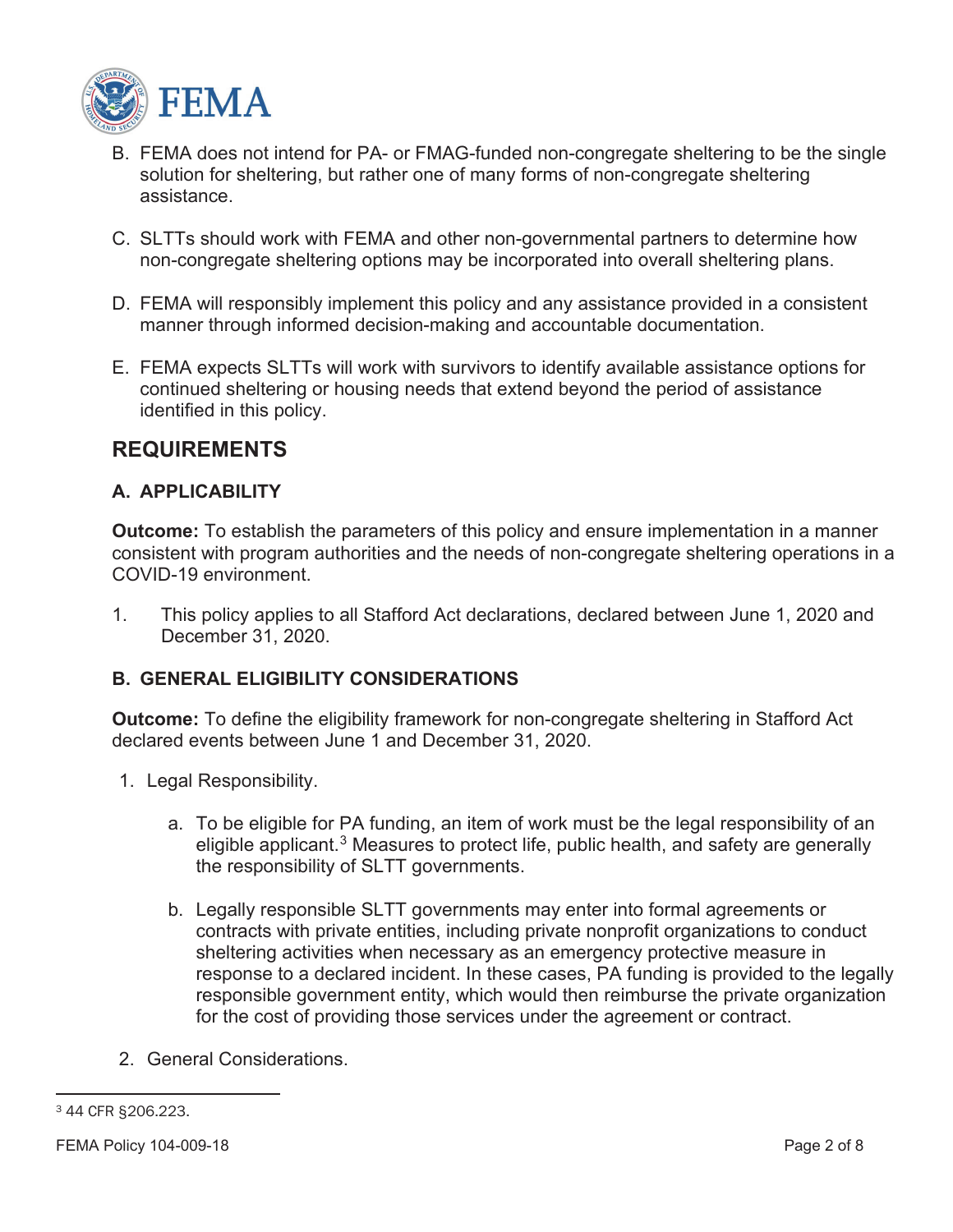B. FEMA does not intend for PA- or FMAG-funded non-congregate sheltering to be the single solution for sheltering, but rather one of many forms of non-congregate sheltering assistance.

C. SLTTs should work with FEMA and other non-governmental partners to determine how non-congregate sheltering options may be incorporated into overall sheltering plans.

D. FEMA will responsibly implement this policy and any assistance provided in a consistent manner through informed decision-making and accountable documentation.

E. FEMA expects SLTTs will work with survivors to identify available assistance options for continued sheltering or housing needs that extend beyond the period of assistance identified in this policy.

## REQUIREMENTS

### A. APPLICABILITY

**Outcome:** To establish the parameters of this policy and ensure implementation in a manner consistent with program authorities and the needs of non-congregate sheltering operations in a COVID-19 environment.

1. This policy applies to all Stafford Act declarations, declared between June 1, 2020 and December 31, 2020.

### B. GENERAL ELIGIBILITY CONSIDERATIONS

**Outcome:** To define the eligibility framework for non-congregate sheltering in Stafford Act declared events between June 1 and December 31, 2020.

1. Legal Responsibility.

   a. To be eligible for PA funding, an item of work must be the legal responsibility of an eligible applicant.[3] Measures to protect life, public health, and safety are generally the responsibility of SLTT governments.

   b. Legally responsible SLTT governments may enter into formal agreements or contracts with private entities, including private nonprofit organizations to conduct sheltering activities when necessary as an emergency protective measure in response to a declared incident. In these cases, PA funding is provided to the legally responsible government entity, which would then reimburse the private organization for the cost of providing those services under the agreement or contract.

2. General Considerations.

[3] 44 CFR §206.223.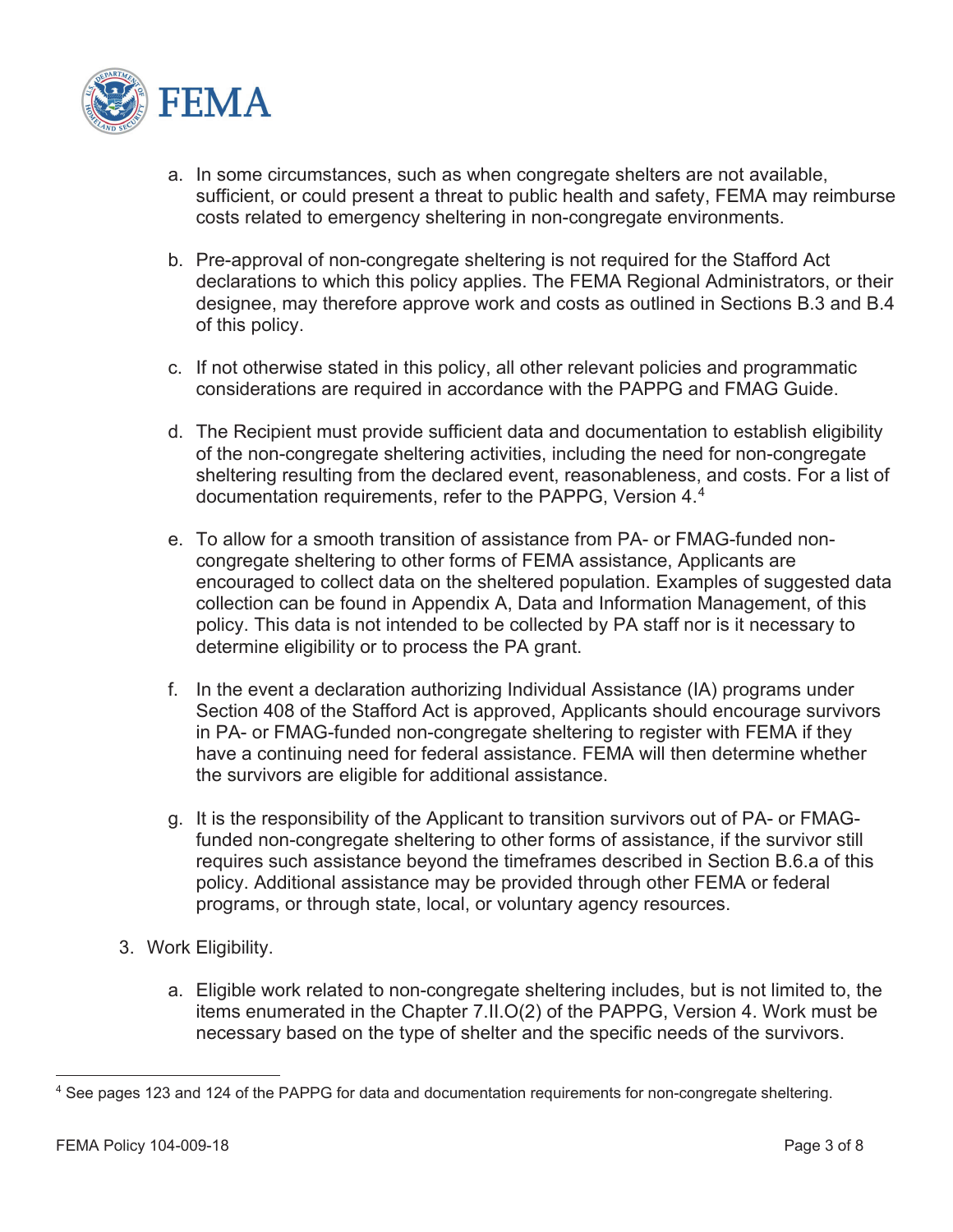a. In some circumstances, such as when congregate shelters are not available, sufficient, or could present a threat to public health and safety, FEMA may reimburse costs related to emergency sheltering in non-congregate environments.

b. Pre-approval of non-congregate sheltering is not required for the Stafford Act declarations to which this policy applies. The FEMA Regional Administrators, or their designee, may therefore approve work and costs as outlined in Sections B.3 and B.4 of this policy.

c. If not otherwise stated in this policy, all other relevant policies and programmatic considerations are required in accordance with the PAPPG and FMAG Guide.

d. The Recipient must provide sufficient data and documentation to establish eligibility of the non-congregate sheltering activities, including the need for non-congregate sheltering resulting from the declared event, reasonableness, and costs. For a list of documentation requirements, refer to the PAPPG, Version 4.[4]

e. To allow for a smooth transition of assistance from PA- or FMAG-funded non-congregate sheltering to other forms of FEMA assistance, Applicants are encouraged to collect data on the sheltered population. Examples of suggested data collection can be found in Appendix A, Data and Information Management, of this policy. This data is not intended to be collected by PA staff nor is it necessary to determine eligibility or to process the PA grant.

f. In the event a declaration authorizing Individual Assistance (IA) programs under Section 408 of the Stafford Act is approved, Applicants should encourage survivors in PA- or FMAG-funded non-congregate sheltering to register with FEMA if they have a continuing need for federal assistance. FEMA will then determine whether the survivors are eligible for additional assistance.

g. It is the responsibility of the Applicant to transition survivors out of PA- or FMAG-funded non-congregate sheltering to other forms of assistance, if the survivor still requires such assistance beyond the timeframes described in Section B.6.a of this policy. Additional assistance may be provided through other FEMA or federal programs, or through state, local, or voluntary agency resources.

3. Work Eligibility.

   a. Eligible work related to non-congregate sheltering includes, but is not limited to, the items enumerated in the Chapter 7.II.O(2) of the PAPPG, Version 4. Work must be necessary based on the type of shelter and the specific needs of the survivors.

---

[4] See pages 123 and 124 of the PAPPG for data and documentation requirements for non-congregate sheltering.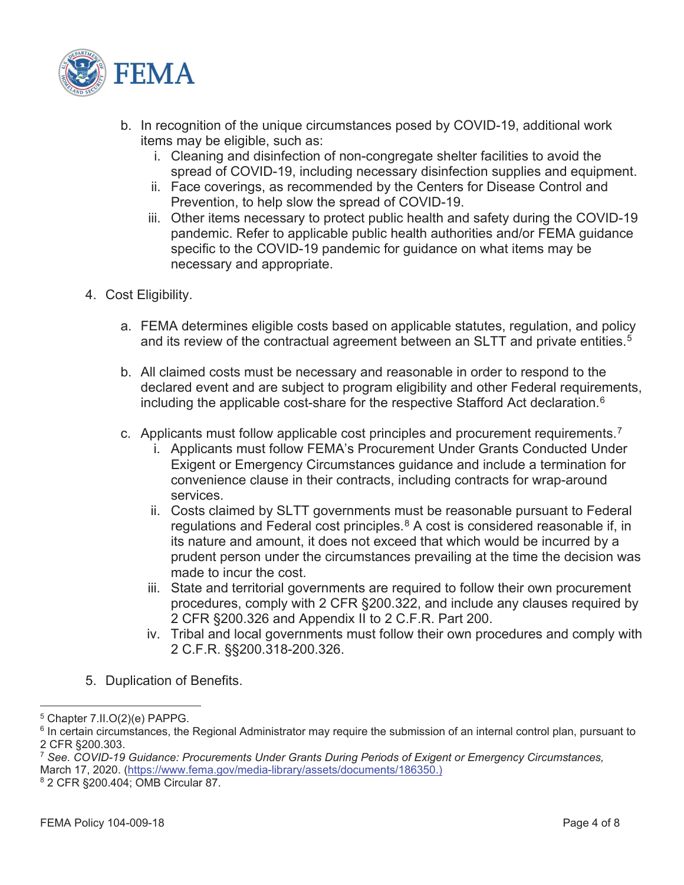b. In recognition of the unique circumstances posed by COVID-19, additional work items may be eligible, such as:
   i. Cleaning and disinfection of non-congregate shelter facilities to avoid the spread of COVID-19, including necessary disinfection supplies and equipment.
   ii. Face coverings, as recommended by the Centers for Disease Control and Prevention, to help slow the spread of COVID-19.
   iii. Other items necessary to protect public health and safety during the COVID-19 pandemic. Refer to applicable public health authorities and/or FEMA guidance specific to the COVID-19 pandemic for guidance on what items may be necessary and appropriate.

4. Cost Eligibility.

   a. FEMA determines eligible costs based on applicable statutes, regulation, and policy and its review of the contractual agreement between an SLTT and private entities.[5]

   b. All claimed costs must be necessary and reasonable in order to respond to the declared event and are subject to program eligibility and other Federal requirements, including the applicable cost-share for the respective Stafford Act declaration.[6]

   c. Applicants must follow applicable cost principles and procurement requirements.[7]
      i. Applicants must follow FEMA's Procurement Under Grants Conducted Under Exigent or Emergency Circumstances guidance and include a termination for convenience clause in their contracts, including contracts for wrap-around services.
      ii. Costs claimed by SLTT governments must be reasonable pursuant to Federal regulations and Federal cost principles.[8] A cost is considered reasonable if, in its nature and amount, it does not exceed that which would be incurred by a prudent person under the circumstances prevailing at the time the decision was made to incur the cost.
      iii. State and territorial governments are required to follow their own procurement procedures, comply with 2 CFR §200.322, and include any clauses required by 2 CFR §200.326 and Appendix II to 2 C.F.R. Part 200.
      iv. Tribal and local governments must follow their own procedures and comply with 2 C.F.R. §§200.318-200.326.

5. Duplication of Benefits.

---

[5] Chapter 7.II.O(2)(e) PAPPG.

[6] In certain circumstances, the Regional Administrator may require the submission of an internal control plan, pursuant to 2 CFR §200.303.

[7] *See. COVID-19 Guidance: Procurements Under Grants During Periods of Exigent or Emergency Circumstances,* March 17, 2020. (https://www.fema.gov/media-library/assets/documents/186350.)

[8] 2 CFR §200.404; OMB Circular 87.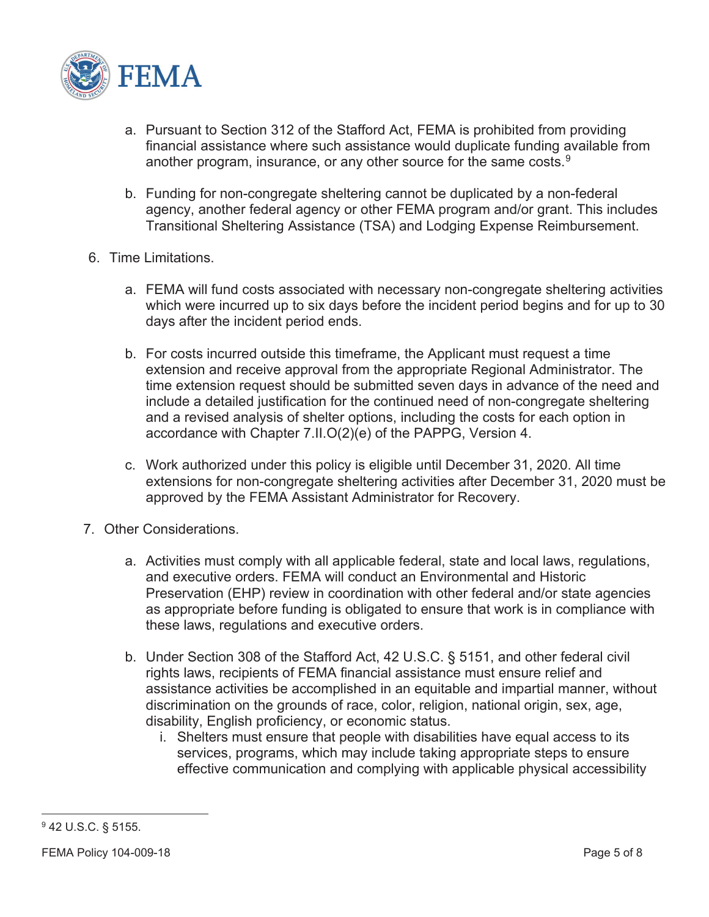a. Pursuant to Section 312 of the Stafford Act, FEMA is prohibited from providing financial assistance where such assistance would duplicate funding available from another program, insurance, or any other source for the same costs.[9]

   b. Funding for non-congregate sheltering cannot be duplicated by a non-federal agency, another federal agency or other FEMA program and/or grant. This includes Transitional Sheltering Assistance (TSA) and Lodging Expense Reimbursement.

6. Time Limitations.

   a. FEMA will fund costs associated with necessary non-congregate sheltering activities which were incurred up to six days before the incident period begins and for up to 30 days after the incident period ends.

   b. For costs incurred outside this timeframe, the Applicant must request a time extension and receive approval from the appropriate Regional Administrator. The time extension request should be submitted seven days in advance of the need and include a detailed justification for the continued need of non-congregate sheltering and a revised analysis of shelter options, including the costs for each option in accordance with Chapter 7.II.O(2)(e) of the PAPPG, Version 4.

   c. Work authorized under this policy is eligible until December 31, 2020. All time extensions for non-congregate sheltering activities after December 31, 2020 must be approved by the FEMA Assistant Administrator for Recovery.

7. Other Considerations.

   a. Activities must comply with all applicable federal, state and local laws, regulations, and executive orders. FEMA will conduct an Environmental and Historic Preservation (EHP) review in coordination with other federal and/or state agencies as appropriate before funding is obligated to ensure that work is in compliance with these laws, regulations and executive orders.

   b. Under Section 308 of the Stafford Act, 42 U.S.C. § 5151, and other federal civil rights laws, recipients of FEMA financial assistance must ensure relief and assistance activities be accomplished in an equitable and impartial manner, without discrimination on the grounds of race, color, religion, national origin, sex, age, disability, English proficiency, or economic status.

      i. Shelters must ensure that people with disabilities have equal access to its services, programs, which may include taking appropriate steps to ensure effective communication and complying with applicable physical accessibility

[9] 42 U.S.C. § 5155.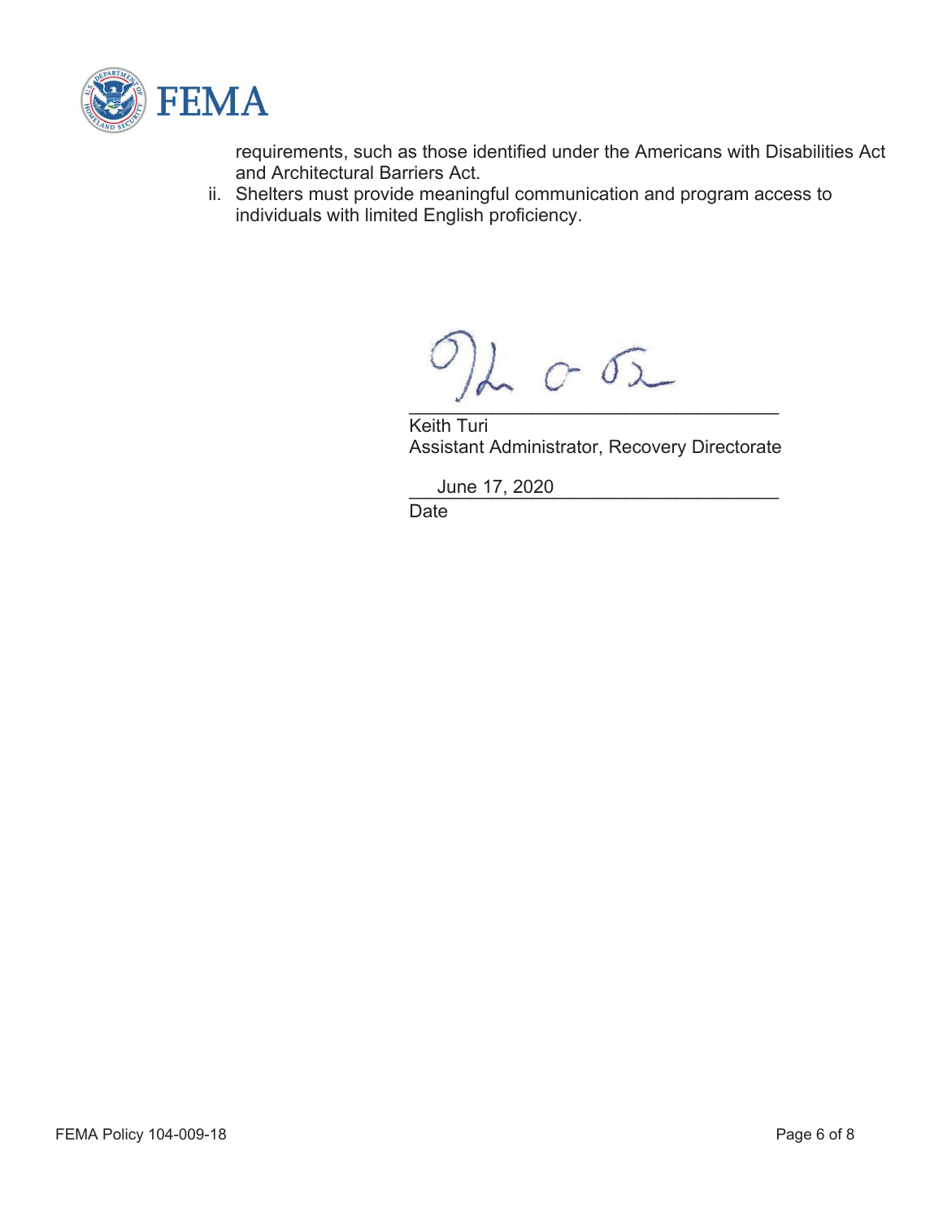requirements, such as those identified under the Americans with Disabilities Act and Architectural Barriers Act.

ii. Shelters must provide meaningful communication and program access to individuals with limited English proficiency.

\_\_\_\_\_\_\_\_\_\_\_\_\_\_\_\_\_\_\_\_\_\_\_\_\_\_\_\_\_\_\_\_\_\_\_\_

Keith Turi
Assistant Administrator, Recovery Directorate

June 17, 2020
Date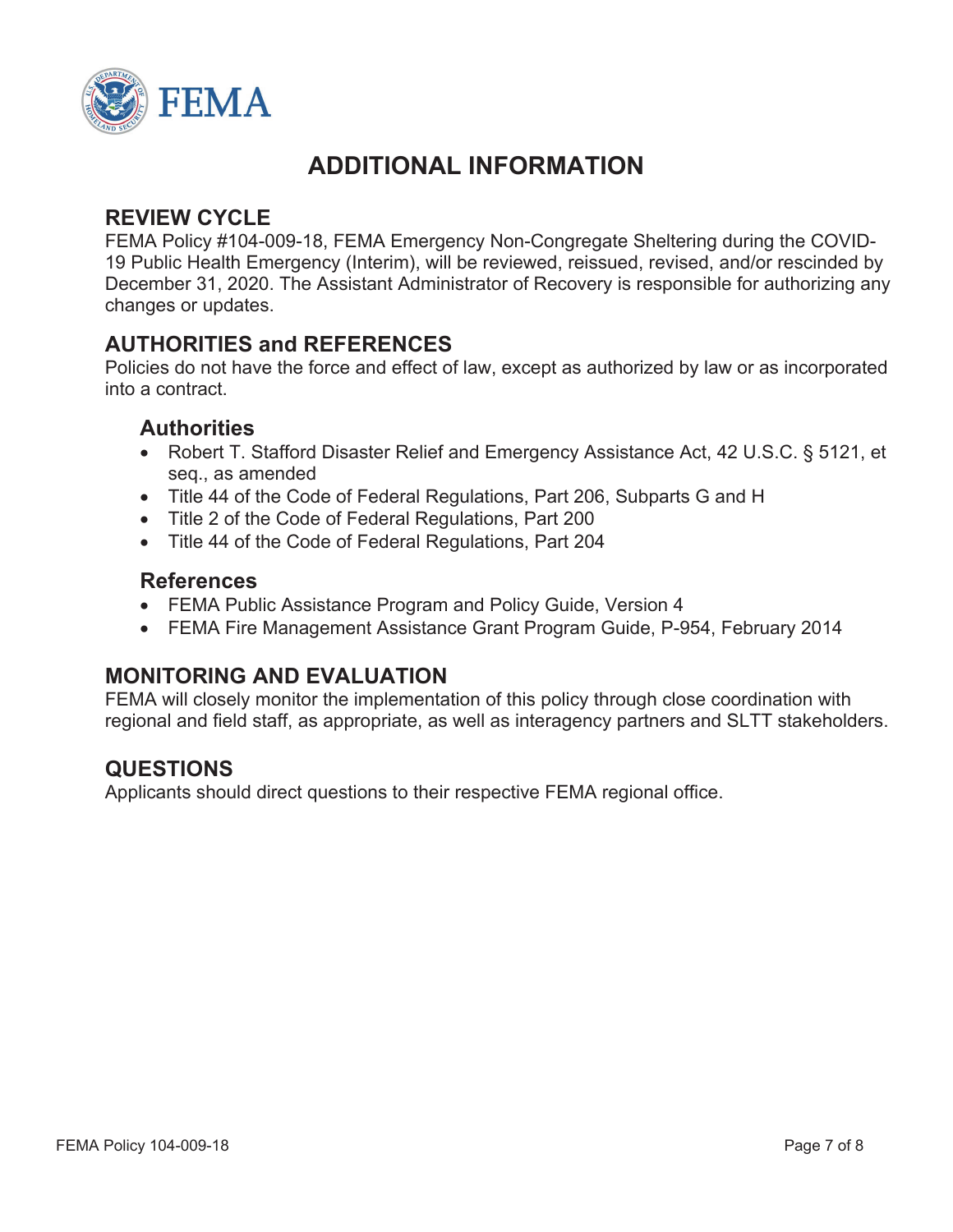# ADDITIONAL INFORMATION

## REVIEW CYCLE

FEMA Policy #104-009-18, FEMA Emergency Non-Congregate Sheltering during the COVID-19 Public Health Emergency (Interim), will be reviewed, reissued, revised, and/or rescinded by December 31, 2020. The Assistant Administrator of Recovery is responsible for authorizing any changes or updates.

## AUTHORITIES and REFERENCES

Policies do not have the force and effect of law, except as authorized by law or as incorporated into a contract.

### Authorities

- Robert T. Stafford Disaster Relief and Emergency Assistance Act, 42 U.S.C. § 5121, et seq., as amended
- Title 44 of the Code of Federal Regulations, Part 206, Subparts G and H
- Title 2 of the Code of Federal Regulations, Part 200
- Title 44 of the Code of Federal Regulations, Part 204

### References

- FEMA Public Assistance Program and Policy Guide, Version 4
- FEMA Fire Management Assistance Grant Program Guide, P-954, February 2014

## MONITORING AND EVALUATION

FEMA will closely monitor the implementation of this policy through close coordination with regional and field staff, as appropriate, as well as interagency partners and SLTT stakeholders.

## QUESTIONS

Applicants should direct questions to their respective FEMA regional office.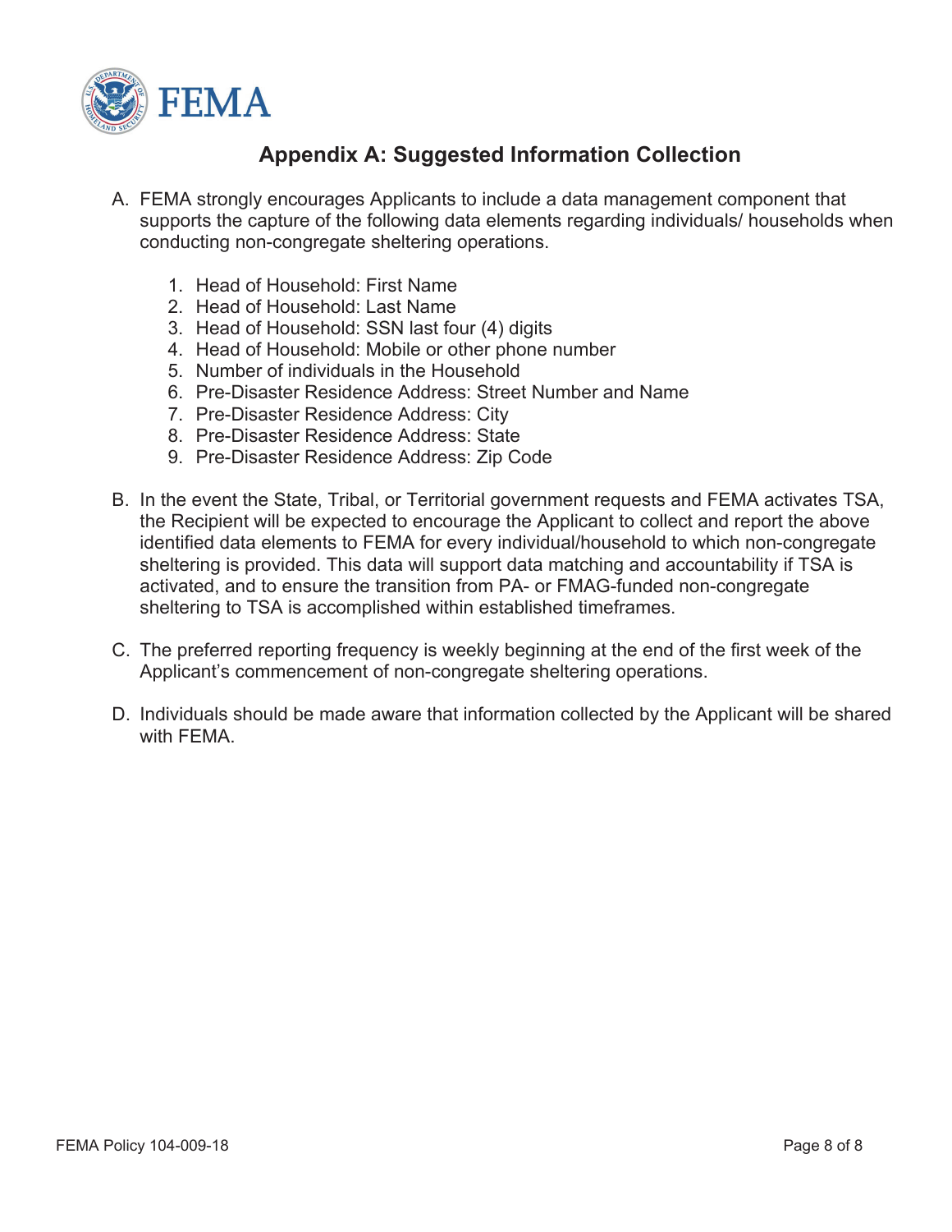# Appendix A: Suggested Information Collection

A. FEMA strongly encourages Applicants to include a data management component that supports the capture of the following data elements regarding individuals/ households when conducting non-congregate sheltering operations.

   1. Head of Household: First Name
   2. Head of Household: Last Name
   3. Head of Household: SSN last four (4) digits
   4. Head of Household: Mobile or other phone number
   5. Number of individuals in the Household
   6. Pre-Disaster Residence Address: Street Number and Name
   7. Pre-Disaster Residence Address: City
   8. Pre-Disaster Residence Address: State
   9. Pre-Disaster Residence Address: Zip Code

B. In the event the State, Tribal, or Territorial government requests and FEMA activates TSA, the Recipient will be expected to encourage the Applicant to collect and report the above identified data elements to FEMA for every individual/household to which non-congregate sheltering is provided. This data will support data matching and accountability if TSA is activated, and to ensure the transition from PA- or FMAG-funded non-congregate sheltering to TSA is accomplished within established timeframes.

C. The preferred reporting frequency is weekly beginning at the end of the first week of the Applicant's commencement of non-congregate sheltering operations.

D. Individuals should be made aware that information collected by the Applicant will be shared with FEMA.